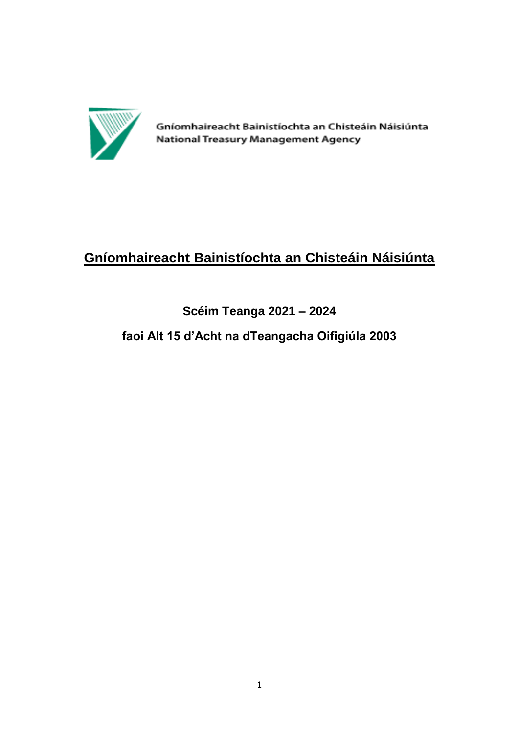Gníomhaireacht Bainistíochta an Chisteáin Náisiúnta
National Treasury Management Agency

# Gníomhaireacht Bainistíochta an Chisteáin Náisiúnta

## Scéim Teanga 2021 – 2024

## faoi Alt 15 d'Acht na dTeangacha Oifigiúla 2003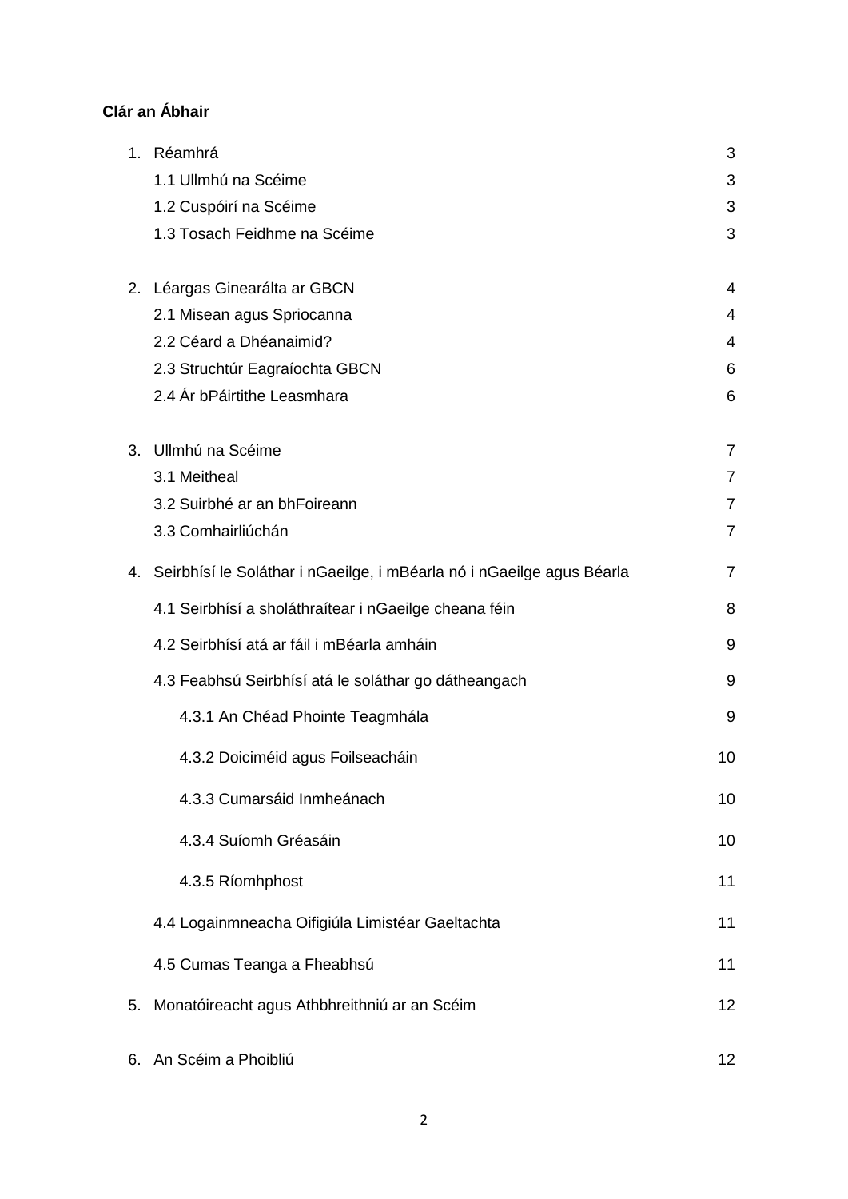**Clár an Ábhair**

| | |
|---|---|
| 1. Réamhrá | 3 |
| 1.1 Ullmhú na Scéime | 3 |
| 1.2 Cuspóirí na Scéime | 3 |
| 1.3 Tosach Feidhme na Scéime | 3 |
| 2. Léargas Ginearálta ar GBCN | 4 |
| 2.1 Misean agus Spriocanna | 4 |
| 2.2 Céard a Dhéanaimid? | 4 |
| 2.3 Struchtúr Eagraíochta GBCN | 6 |
| 2.4 Ár bPáirtithe Leasmhara | 6 |
| 3. Ullmhú na Scéime | 7 |
| 3.1 Meitheal | 7 |
| 3.2 Suirbhé ar an bhFoireann | 7 |
| 3.3 Comhairliúchán | 7 |
| 4. Seirbhísí le Soláthar i nGaeilge, i mBéarla nó i nGaeilge agus Béarla | 7 |
| 4.1 Seirbhísí a sholáthraítear i nGaeilge cheana féin | 8 |
| 4.2 Seirbhísí atá ar fáil i mBéarla amháin | 9 |
| 4.3 Feabhsú Seirbhísí atá le soláthar go dátheangach | 9 |
| 4.3.1 An Chéad Phointe Teagmhála | 9 |
| 4.3.2 Doiciméid agus Foilseacháin | 10 |
| 4.3.3 Cumarsáid Inmheánach | 10 |
| 4.3.4 Suíomh Gréasáin | 10 |
| 4.3.5 Ríomhphost | 11 |
| 4.4 Logainmneacha Oifigiúla Limistéar Gaeltachta | 11 |
| 4.5 Cumas Teanga a Fheabhsú | 11 |
| 5. Monatóireacht agus Athbhreithniú ar an Scéim | 12 |
| 6. An Scéim a Phoibliú | 12 |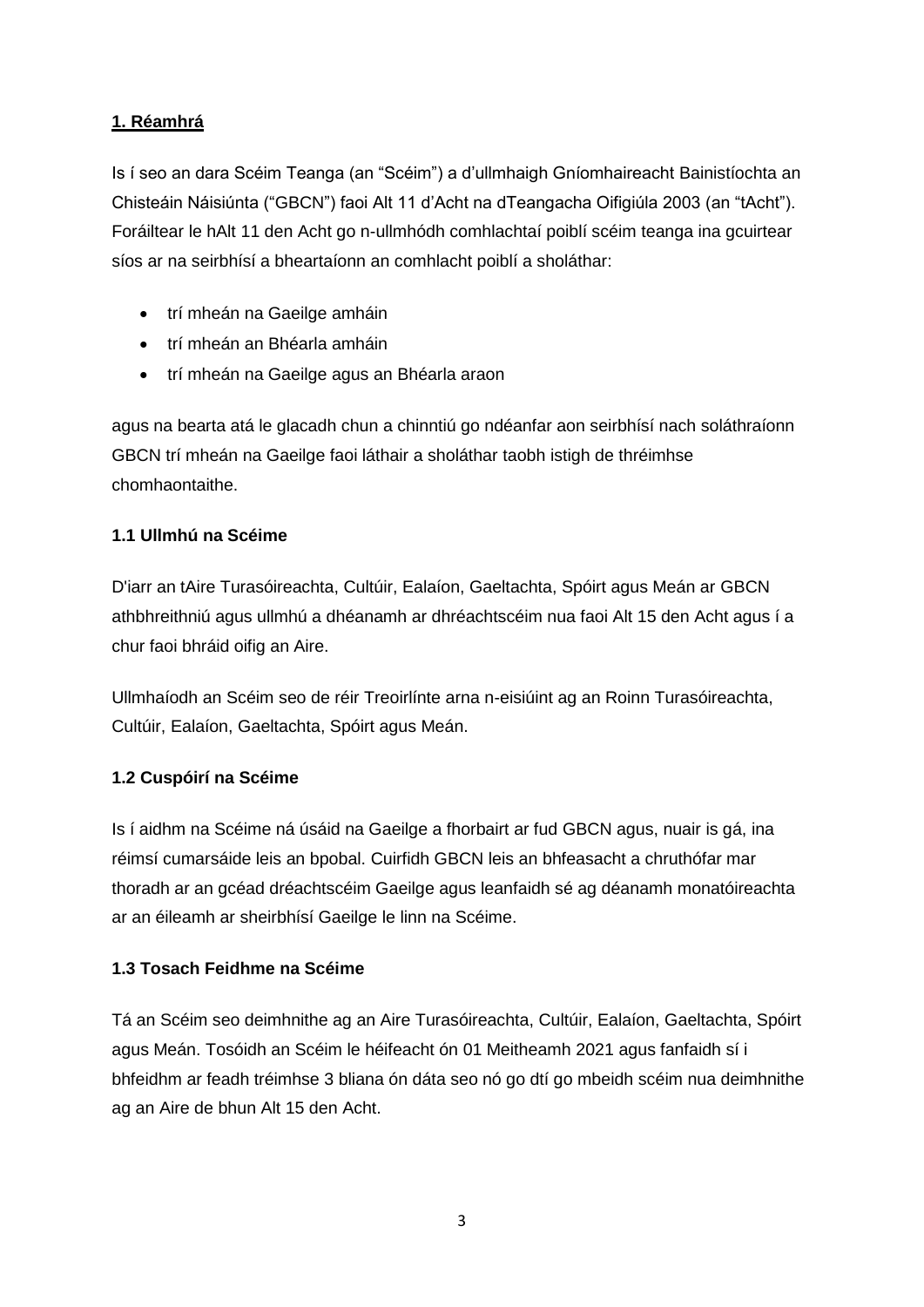## 1. Réamhrá

Is í seo an dara Scéim Teanga (an "Scéim") a d'ullmhaigh Gníomhaireacht Bainistíochta an Chisteáin Náisiúnta ("GBCN") faoi Alt 11 d'Acht na dTeangacha Oifigiúla 2003 (an "tAcht"). Foráiltear le hAlt 11 den Acht go n-ullmhódh comhlachtaí poiblí scéim teanga ina gcuirtear síos ar na seirbhísí a bheartaíonn an comhlacht poiblí a sholáthar:

- trí mheán na Gaeilge amháin
- trí mheán an Bhéarla amháin
- trí mheán na Gaeilge agus an Bhéarla araon

agus na bearta atá le glacadh chun a chinntiú go ndéanfar aon seirbhísí nach soláthraíonn GBCN trí mheán na Gaeilge faoi láthair a sholáthar taobh istigh de thréimhse chomhaontaithe.

### 1.1 Ullmhú na Scéime

D'iarr an tAire Turasóireachta, Cultúir, Ealaíon, Gaeltachta, Spóirt agus Meán ar GBCN athbhreithniú agus ullmhú a dhéanamh ar dhréachtscéim nua faoi Alt 15 den Acht agus í a chur faoi bhráid oifig an Aire.

Ullmhaíodh an Scéim seo de réir Treoirlínte arna n-eisiúint ag an Roinn Turasóireachta, Cultúir, Ealaíon, Gaeltachta, Spóirt agus Meán.

### 1.2 Cuspóirí na Scéime

Is í aidhm na Scéime ná úsáid na Gaeilge a fhorbairt ar fud GBCN agus, nuair is gá, ina réimsí cumarsáide leis an bpobal. Cuirfidh GBCN leis an bhfeasacht a chruthófar mar thoradh ar an gcéad dréachtscéim Gaeilge agus leanfaidh sé ag déanamh monatóireachta ar an éileamh ar sheirbhísí Gaeilge le linn na Scéime.

### 1.3 Tosach Feidhme na Scéime

Tá an Scéim seo deimhnithe ag an Aire Turasóireachta, Cultúir, Ealaíon, Gaeltachta, Spóirt agus Meán. Tosóidh an Scéim le héifeacht ón 01 Meitheamh 2021 agus fanfaidh sí i bhfeidhm ar feadh tréimhse 3 bliana ón dáta seo nó go dtí go mbeidh scéim nua deimhnithe ag an Aire de bhun Alt 15 den Acht.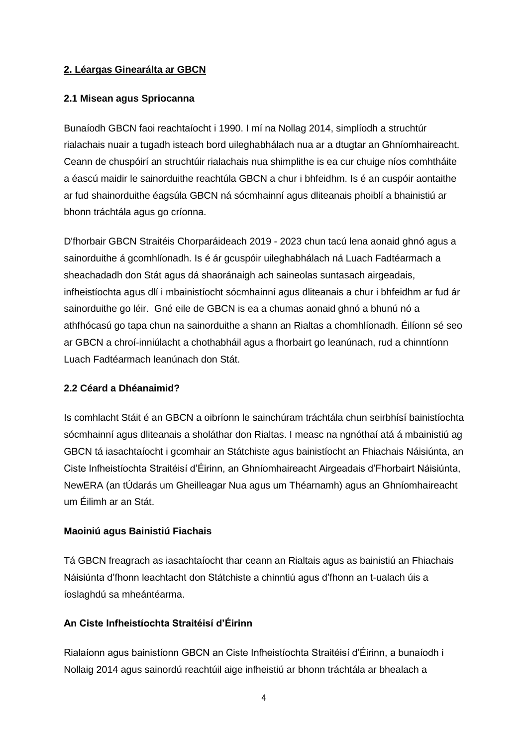## 2. Léargas Ginearálta ar GBCN

### 2.1 Misean agus Spriocanna

Bunaíodh GBCN faoi reachtaíocht i 1990. I mí na Nollag 2014, simplíodh a struchtúr rialachais nuair a tugadh isteach bord uileghabhálach nua ar a dtugtar an Ghníomhaireacht. Ceann de chuspóirí an struchtúir rialachais nua shimplithe is ea cur chuige níos comhtháite a éascú maidir le sainorduithe reachtúla GBCN a chur i bhfeidhm. Is é an cuspóir aontaithe ar fud shainorduithe éagsúla GBCN ná sócmhainní agus dliteanais phoiblí a bhainistiú ar bhonn tráchtála agus go críonna.

D'fhorbair GBCN Straitéis Chorparáideach 2019 - 2023 chun tacú lena aonaid ghnó agus a sainorduithe á gcomhlíonadh. Is é ár gcuspóir uileghabhálach ná Luach Fadtéarmach a sheachadadh don Stát agus dá shaoránaigh ach saineolas suntasach airgeadais, infheistíochta agus dlí i mbainistíocht sócmhainní agus dliteanais a chur i bhfeidhm ar fud ár sainorduithe go léir. Gné eile de GBCN is ea a chumas aonaid ghnó a bhunú nó a athfhócasú go tapa chun na sainorduithe a shann an Rialtas a chomhlíonadh. Éilíonn sé seo ar GBCN a chroí-inniúlacht a chothabháil agus a fhorbairt go leanúnach, rud a chinntíonn Luach Fadtéarmach leanúnach don Stát.

### 2.2 Céard a Dhéanaimid?

Is comhlacht Stáit é an GBCN a oibríonn le sainchúram tráchtála chun seirbhísí bainistíochta sócmhainní agus dliteanais a sholáthar don Rialtas. I measc na ngnóthaí atá á mbainistiú ag GBCN tá iasachtaíocht i gcomhair an Státchiste agus bainistíocht an Fhiachais Náisiúnta, an Ciste Infheistíochta Straitéisí d'Éirinn, an Ghníomhaireacht Airgeadais d'Fhorbairt Náisiúnta, NewERA (an tÚdarás um Gheilleagar Nua agus um Théarnamh) agus an Ghníomhaireacht um Éilimh ar an Stát.

**Maoiniú agus Bainistiú Fiachais**

Tá GBCN freagrach as iasachtaíocht thar ceann an Rialtais agus as bainistiú an Fhiachais Náisiúnta d'fhonn leachtacht don Státchiste a chinntiú agus d'fhonn an t-ualach úis a íoslaghdú sa mheántéarma.

**An Ciste Infheistíochta Straitéisí d'Éirinn**

Rialaíonn agus bainistíonn GBCN an Ciste Infheistíochta Straitéisí d'Éirinn, a bunaíodh i Nollaig 2014 agus sainordú reachtúil aige infheistiú ar bhonn tráchtála ar bhealach a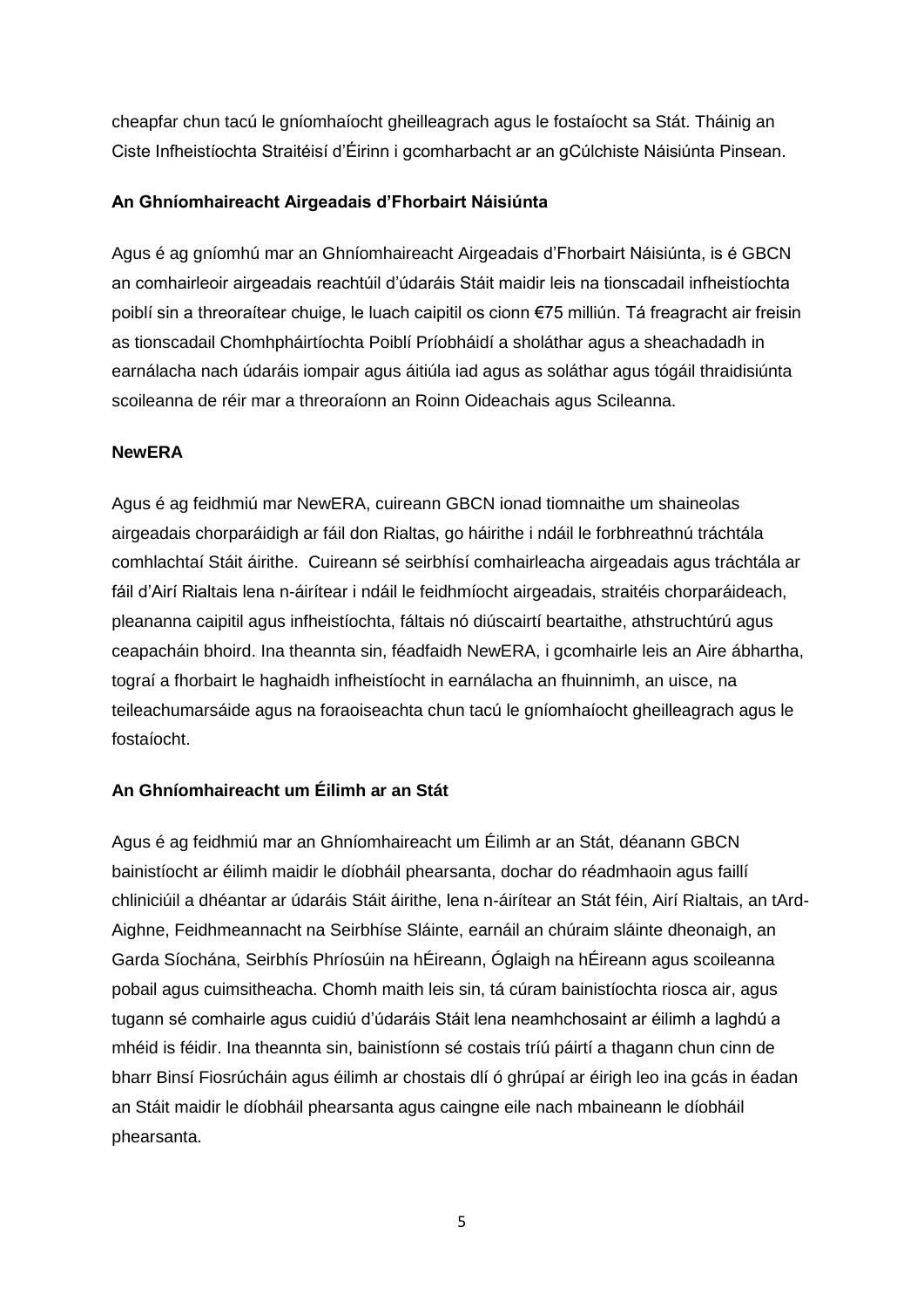cheapfar chun tacú le gníomhaíocht gheilleagrach agus le fostaíocht sa Stát. Tháinig an Ciste Infheistíochta Straitéisí d'Éirinn i gcomharbacht ar an gCúlchiste Náisiúnta Pinsean.

**An Ghníomhaireacht Airgeadais d'Fhorbairt Náisiúnta**

Agus é ag gníomhú mar an Ghníomhaireacht Airgeadais d'Fhorbairt Náisiúnta, is é GBCN an comhairleoir airgeadais reachtúil d'údaráis Stáit maidir leis na tionscadail infheistíochta poiblí sin a threoraítear chuige, le luach caipitil os cionn €75 milliún. Tá freagracht air freisin as tionscadail Chomhpháirtíochta Poiblí Príobháidí a sholáthar agus a sheachadadh in earnálacha nach údaráis iompair agus áitiúla iad agus as soláthar agus tógáil thraidisiúnta scoileanna de réir mar a threoraíonn an Roinn Oideachais agus Scileanna.

**NewERA**

Agus é ag feidhmiú mar NewERA, cuireann GBCN ionad tiomnaithe um shaineolas airgeadais chorparáidigh ar fáil don Rialtas, go háirithe i ndáil le forbhreathnú tráchtála comhlachtaí Stáit áirithe. Cuireann sé seirbhísí comhairleacha airgeadais agus tráchtála ar fáil d'Airí Rialtais lena n-áirítear i ndáil le feidhmíocht airgeadais, straitéis chorparáideach, pleananna caipitil agus infheistíochta, fáltais nó diúscairtí beartaithe, athstruchtúrú agus ceapacháin bhoird. Ina theannta sin, féadfaidh NewERA, i gcomhairle leis an Aire ábhartha, tograí a fhorbairt le haghaidh infheistíocht in earnálacha an fhuinnimh, an uisce, na teileachumarsáide agus na foraoiseachta chun tacú le gníomhaíocht gheilleagrach agus le fostaíocht.

**An Ghníomhaireacht um Éilimh ar an Stát**

Agus é ag feidhmiú mar an Ghníomhaireacht um Éilimh ar an Stát, déanann GBCN bainistíocht ar éilimh maidir le díobháil phearsanta, dochar do réadmhaoin agus faillí chliniciúil a dhéantar ar údaráis Stáit áirithe, lena n-áirítear an Stát féin, Airí Rialtais, an tArd-Aighne, Feidhmeannacht na Seirbhíse Sláinte, earnáil an chúraim sláinte dheonaigh, an Garda Síochána, Seirbhís Phríosúin na hÉireann, Óglaigh na hÉireann agus scoileanna pobail agus cuimsitheacha. Chomh maith leis sin, tá cúram bainistíochta riosca air, agus tugann sé comhairle agus cuidiú d'údaráis Stáit lena neamhchosaint ar éilimh a laghdú a mhéid is féidir. Ina theannta sin, bainistíonn sé costais tríú páirtí a thagann chun cinn de bharr Binsí Fiosrúcháin agus éilimh ar chostais dlí ó ghrúpaí ar éirigh leo ina gcás in éadan an Stáit maidir le díobháil phearsanta agus caingne eile nach mbaineann le díobháil phearsanta.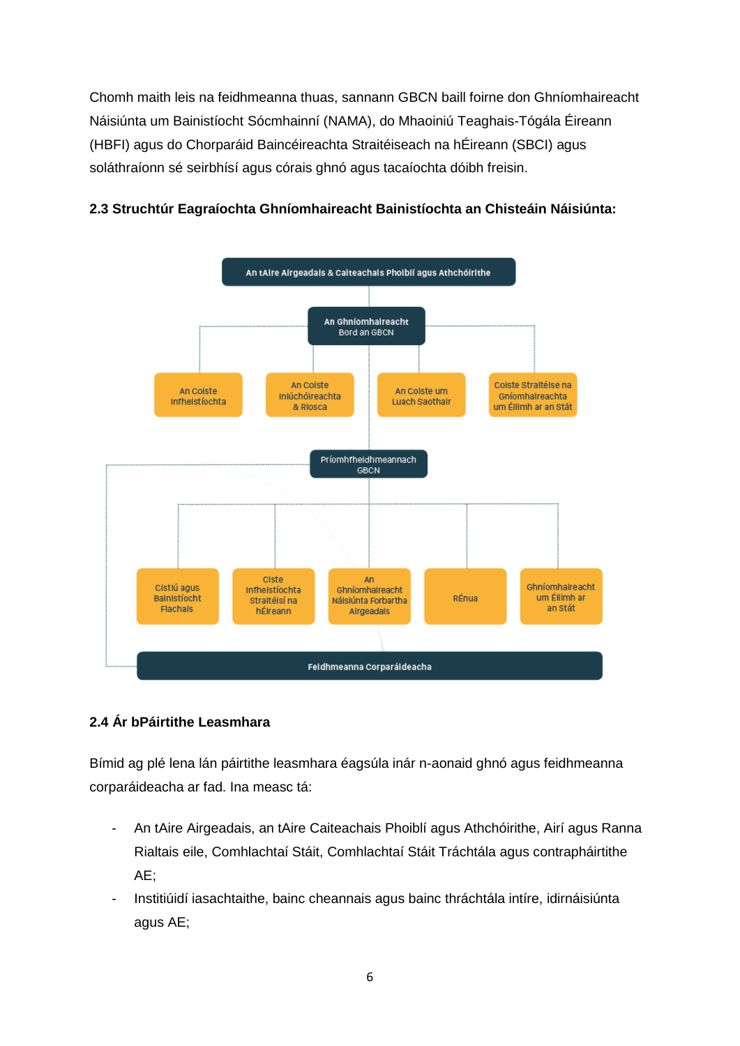Chomh maith leis na feidhmeanna thuas, sannann GBCN baill foirne don Ghníomhaireacht Náisiúnta um Bainistíocht Sócmhainní (NAMA), do Mhaoiniú Teaghais-Tógála Éireann (HBFI) agus do Chorparáid Baincéireachta Straitéiseach na hÉireann (SBCI) agus soláthraíonn sé seirbhísí agus córais ghnó agus tacaíochta dóibh freisin.

**2.3 Struchtúr Eagraíochta Ghníomhaireacht Bainistíochta an Chisteáin Náisiúnta:**

- An tAire Airgeadais & Caiteachais Phoiblí agus Athchóirithe
  - An Ghníomhaireacht
    Bord an GBCN
    - An Coiste Infheistíochta
    - An Coiste Iniúchóireachta & Riosca
    - An Coiste um Luach Saothair
    - Coiste Straitéise na Gníomhaireachta um Éilimh ar an Stát
    - Príomhfheidhmeannach GBCN
      - Cistiú agus Bainistíocht Fiachais
      - Ciste Infheistíochta Straitéisí na hÉireann
      - An Ghníomhaireacht Náisiúnta Forbartha Airgeadais
      - RÉnua
      - Ghníomhaireacht um Éilimh ar an Stát
      - Feidhmeanna Corparáideacha

**2.4 Ár bPáirtithe Leasmhara**

Bímid ag plé lena lán páirtithe leasmhara éagsúla inár n-aonaid ghnó agus feidhmeanna corparáideacha ar fad. Ina measc tá:

- An tAire Airgeadais, an tAire Caiteachais Phoiblí agus Athchóirithe, Airí agus Ranna Rialtais eile, Comhlachtaí Stáit, Comhlachtaí Stáit Tráchtála agus contrapháirtithe AE;
- Institiúidí iasachtaithe, bainc cheannais agus bainc thráchtála intíre, idirnáisiúnta agus AE;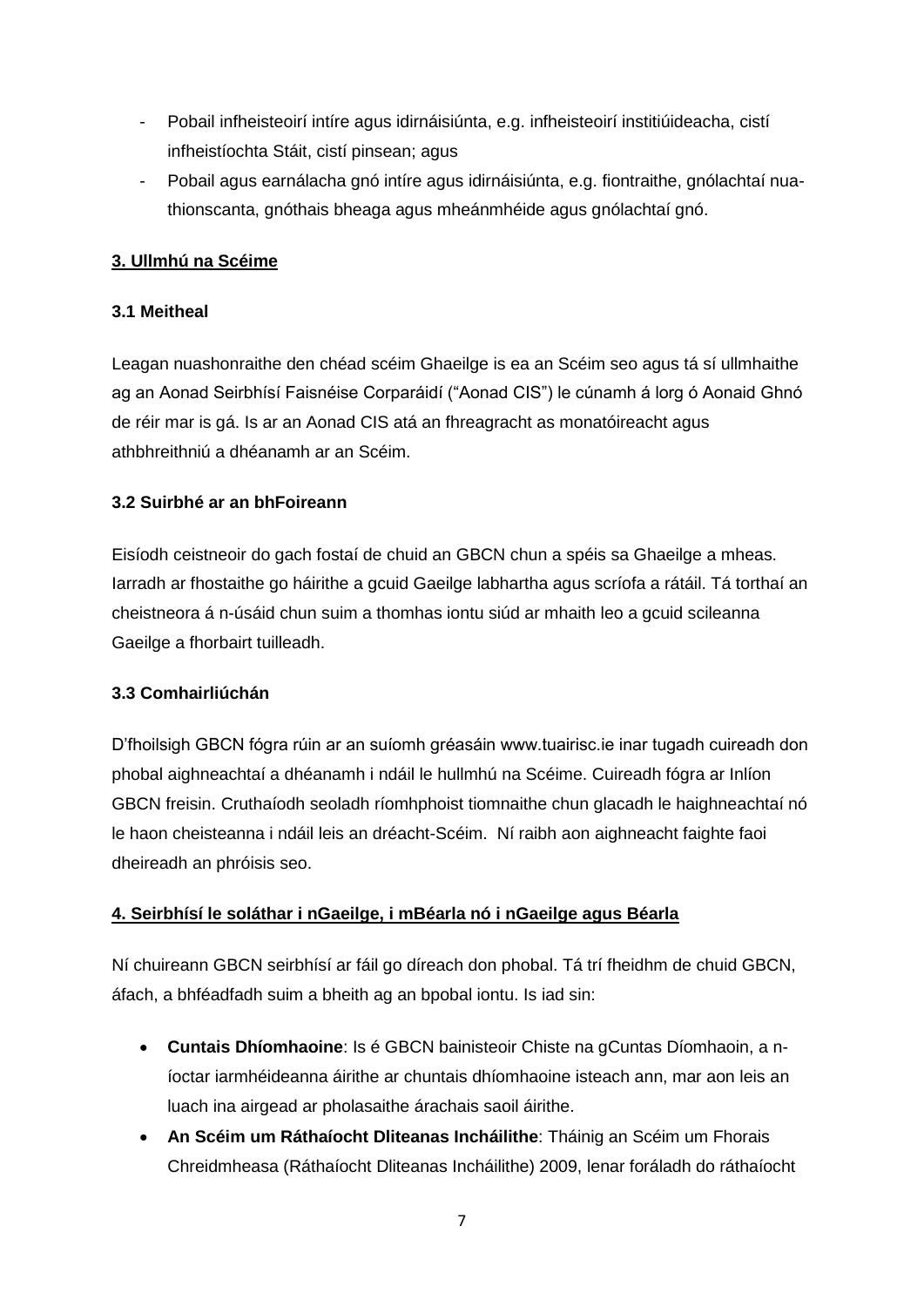- Pobail infheisteoirí intíre agus idirnáisiúnta, e.g. infheisteoirí institiúideacha, cistí infheistíochta Stáit, cistí pinsean; agus
- Pobail agus earnálacha gnó intíre agus idirnáisiúnta, e.g. fiontraithe, gnólachtaí nua-thionscanta, gnóthais bheaga agus mheánmhéide agus gnólachtaí gnó.

## 3. Ullmhú na Scéime

### 3.1 Meitheal

Leagan nuashonraithe den chéad scéim Ghaeilge is ea an Scéim seo agus tá sí ullmhaithe ag an Aonad Seirbhísí Faisnéise Corparáidí ("Aonad CIS") le cúnamh á lorg ó Aonaid Ghnó de réir mar is gá. Is ar an Aonad CIS atá an fhreagracht as monatóireacht agus athbhreithniú a dhéanamh ar an Scéim.

### 3.2 Suirbhé ar an bhFoireann

Eisíodh ceistneoir do gach fostaí de chuid an GBCN chun a spéis sa Ghaeilge a mheas. Iarradh ar fhostaithe go háirithe a gcuid Gaeilge labhartha agus scríofa a rátáil. Tá torthaí an cheistneora á n-úsáid chun suim a thomhas iontu siúd ar mhaith leo a gcuid scileanna Gaeilge a fhorbairt tuilleadh.

### 3.3 Comhairliúchán

D'fhoilsigh GBCN fógra rúin ar an suíomh gréasáin www.tuairisc.ie inar tugadh cuireadh don phobal aighneachtaí a dhéanamh i ndáil le hullmhú na Scéime. Cuireadh fógra ar Inlíon GBCN freisin. Cruthaíodh seoladh ríomhphoist tiomnaithe chun glacadh le haighneachtaí nó le haon cheisteanna i ndáil leis an dréacht-Scéim. Ní raibh aon aighneacht faighte faoi dheireadh an phróisis seo.

## 4. Seirbhísí le soláthar i nGaeilge, i mBéarla nó i nGaeilge agus Béarla

Ní chuireann GBCN seirbhísí ar fáil go díreach don phobal. Tá trí fheidhm de chuid GBCN, áfach, a bhféadfadh suim a bheith ag an bpobal iontu. Is iad sin:

- **Cuntais Dhíomhaoine**: Is é GBCN bainisteoir Chiste na gCuntas Díomhaoin, a n-íoctar iarmhéideanna áirithe ar chuntais dhíomhaoine isteach ann, mar aon leis an luach ina airgead ar pholasaithe árachais saoil áirithe.
- **An Scéim um Ráthaíocht Dliteanas Incháilithe**: Tháinig an Scéim um Fhorais Chreidmheasa (Ráthaíocht Dliteanas Incháilithe) 2009, lenar foráladh do ráthaíocht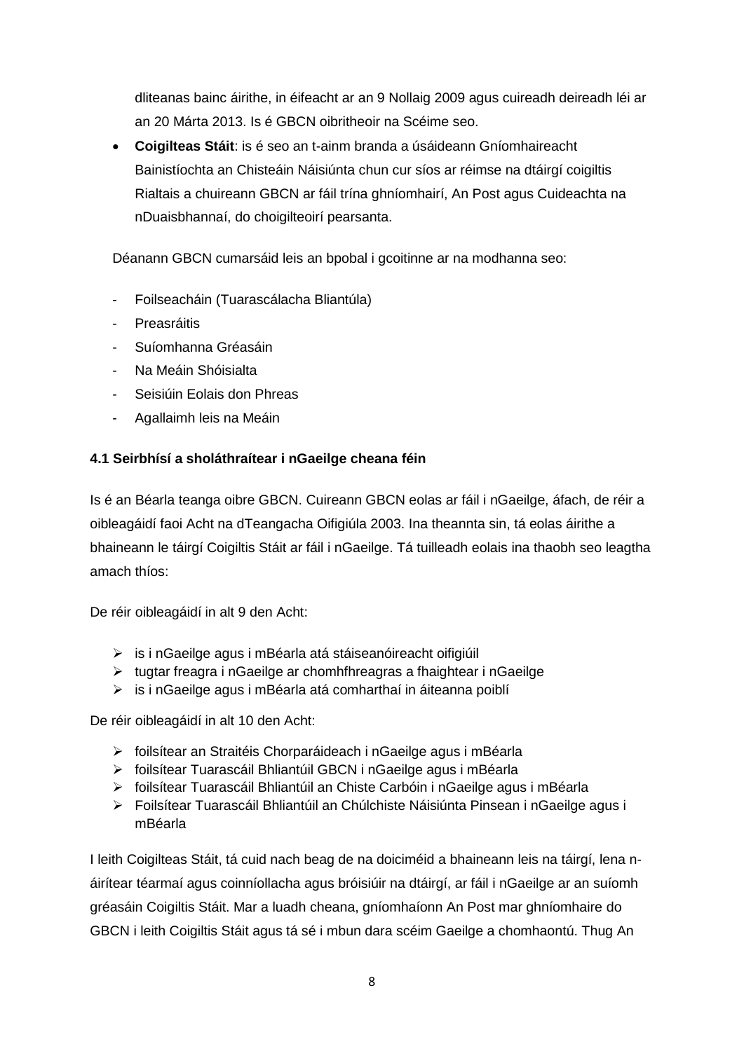dliteanas bainc áirithe, in éifeacht ar an 9 Nollaig 2009 agus cuireadh deireadh léi ar an 20 Márta 2013. Is é GBCN oibritheoir na Scéime seo.

- **Coigilteas Stáit**: is é seo an t-ainm branda a úsáideann Gníomhaireacht Bainistíochta an Chisteáin Náisiúnta chun cur síos ar réimse na dtáirgí coigiltis Rialtais a chuireann GBCN ar fáil trína ghníomhairí, An Post agus Cuideachta na nDuaisbhannaí, do choigilteoirí pearsanta.

Déanann GBCN cumarsáid leis an bpobal i gcoitinne ar na modhanna seo:

- Foilseacháin (Tuarascálacha Bliantúla)
- Preasráitis
- Suíomhanna Gréasáin
- Na Meáin Shóisialta
- Seisiúin Eolais don Phreas
- Agallaimh leis na Meáin

#### 4.1 Seirbhísí a sholáthraítear i nGaeilge cheana féin

Is é an Béarla teanga oibre GBCN. Cuireann GBCN eolas ar fáil i nGaeilge, áfach, de réir a oibleagáidí faoi Acht na dTeangacha Oifigiúla 2003. Ina theannta sin, tá eolas áirithe a bhaineann le táirgí Coigiltis Stáit ar fáil i nGaeilge. Tá tuilleadh eolais ina thaobh seo leagtha amach thíos:

De réir oibleagáidí in alt 9 den Acht:

- is i nGaeilge agus i mBéarla atá stáiseanóireacht oifigiúil
- tugtar freagra i nGaeilge ar chomhfhreagras a fhaightear i nGaeilge
- is i nGaeilge agus i mBéarla atá comharthaí in áiteanna poiblí

De réir oibleagáidí in alt 10 den Acht:

- foilsítear an Straitéis Chorparáideach i nGaeilge agus i mBéarla
- foilsítear Tuarascáil Bhliantúil GBCN i nGaeilge agus i mBéarla
- foilsítear Tuarascáil Bhliantúil an Chiste Carbóin i nGaeilge agus i mBéarla
- Foilsítear Tuarascáil Bhliantúil an Chúlchiste Náisiúnta Pinsean i nGaeilge agus i mBéarla

I leith Coigilteas Stáit, tá cuid nach beag de na doiciméid a bhaineann leis na táirgí, lena n-áirítear téarmaí agus coinníollacha agus bróisiúir na dtáirgí, ar fáil i nGaeilge ar an suíomh gréasáin Coigiltis Stáit. Mar a luadh cheana, gníomhaíonn An Post mar ghníomhaire do GBCN i leith Coigiltis Stáit agus tá sé i mbun dara scéim Gaeilge a chomhaontú. Thug An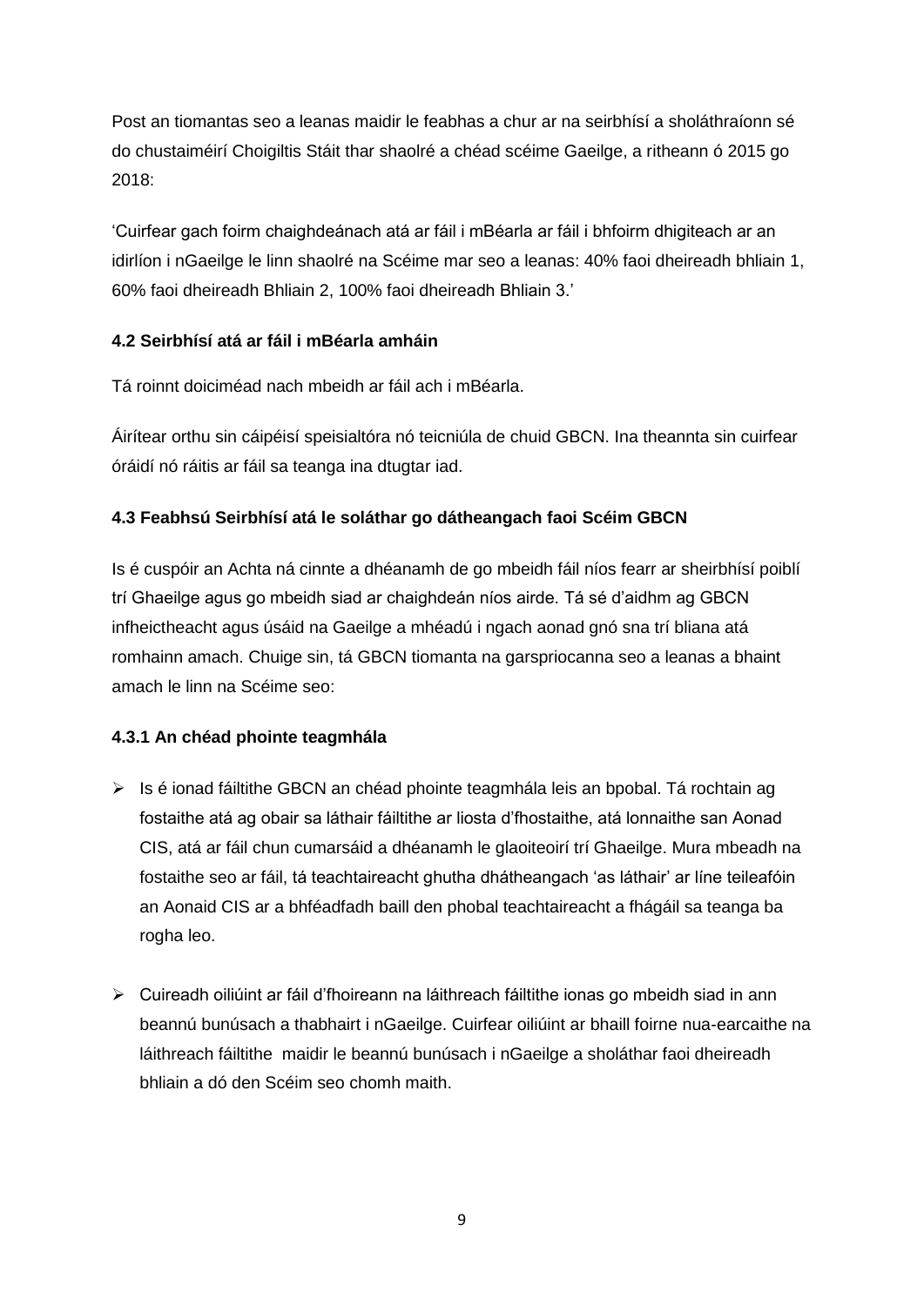Post an tiomantas seo a leanas maidir le feabhas a chur ar na seirbhísí a sholáthraíonn sé do chustaiméirí Choigiltis Stáit thar shaolré a chéad scéime Gaeilge, a ritheann ó 2015 go 2018:

'Cuirfear gach foirm chaighdeánach atá ar fáil i mBéarla ar fáil i bhfoirm dhigiteach ar an idirlíon i nGaeilge le linn shaolré na Scéime mar seo a leanas: 40% faoi dheireadh bhliain 1, 60% faoi dheireadh Bhliain 2, 100% faoi dheireadh Bhliain 3.'

### 4.2 Seirbhísí atá ar fáil i mBéarla amháin

Tá roinnt doiciméad nach mbeidh ar fáil ach i mBéarla.

Áirítear orthu sin cáipéisí speisialtóra nó teicniúla de chuid GBCN. Ina theannta sin cuirfear óráidí nó ráitis ar fáil sa teanga ina dtugtar iad.

### 4.3 Feabhsú Seirbhísí atá le soláthar go dátheangach faoi Scéim GBCN

Is é cuspóir an Achta ná cinnte a dhéanamh de go mbeidh fáil níos fearr ar sheirbhísí poiblí trí Ghaeilge agus go mbeidh siad ar chaighdeán níos airde. Tá sé d'aidhm ag GBCN infheictheacht agus úsáid na Gaeilge a mhéadú i ngach aonad gnó sna trí bliana atá romhainn amach. Chuige sin, tá GBCN tiomanta na garspriocanna seo a leanas a bhaint amach le linn na Scéime seo:

#### 4.3.1 An chéad phointe teagmhála

- Is é ionad fáiltithe GBCN an chéad phointe teagmhála leis an bpobal. Tá rochtain ag fostaithe atá ag obair sa láthair fáiltithe ar liosta d'fhostaithe, atá lonnaithe san Aonad CIS, atá ar fáil chun cumarsáid a dhéanamh le glaoiteoirí trí Ghaeilge. Mura mbeadh na fostaithe seo ar fáil, tá teachtaireacht ghutha dhátheangach 'as láthair' ar líne teileafóin an Aonaid CIS ar a bhféadfadh baill den phobal teachtaireacht a fhágáil sa teanga ba rogha leo.

- Cuireadh oiliúint ar fáil d'fhoireann na láithreach fáiltithe ionas go mbeidh siad in ann beannú bunúsach a thabhairt i nGaeilge. Cuirfear oiliúint ar bhaill foirne nua-earcaithe na láithreach fáiltithe maidir le beannú bunúsach i nGaeilge a sholáthar faoi dheireadh bhliain a dó den Scéim seo chomh maith.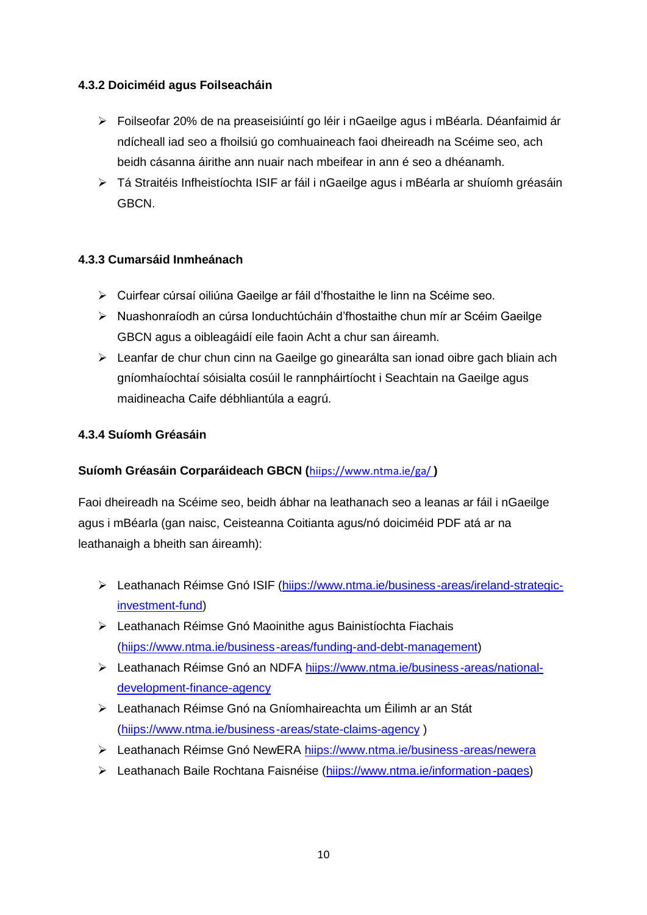### 4.3.2 Doiciméid agus Foilseacháin

- Foilseofar 20% de na preaseisiúintí go léir i nGaeilge agus i mBéarla. Déanfaimid ár ndícheall iad seo a fhoilsiú go comhuaineach faoi dheireadh na Scéime seo, ach beidh cásanna áirithe ann nuair nach mbeifear in ann é seo a dhéanamh.
- Tá Straitéis Infheistíochta ISIF ar fáil i nGaeilge agus i mBéarla ar shuíomh gréasáin GBCN.

### 4.3.3 Cumarsáid Inmheánach

- Cuirfear cúrsaí oiliúna Gaeilge ar fáil d'fhostaithe le linn na Scéime seo.
- Nuashonraíodh an cúrsa Ionduchtúcháin d'fhostaithe chun mír ar Scéim Gaeilge GBCN agus a oibleagáidí eile faoin Acht a chur san áireamh.
- Leanfar de chur chun cinn na Gaeilge go ginearálta san ionad oibre gach bliain ach gníomhaíochtaí sóisialta cosúil le rannpháirtíocht i Seachtain na Gaeilge agus maidineacha Caife débhliantúla a eagrú.

### 4.3.4 Suíomh Gréasáin

**Suíomh Gréasáin Corparáideach GBCN (**hiips://www.ntma.ie/ga/ **)**

Faoi dheireadh na Scéime seo, beidh ábhar na leathanach seo a leanas ar fáil i nGaeilge agus i mBéarla (gan naisc, Ceisteanna Coitianta agus/nó doiciméid PDF atá ar na leathanaigh a bheith san áireamh):

- Leathanach Réimse Gnó ISIF (hiips://www.ntma.ie/business-areas/ireland-strategic-investment-fund)
- Leathanach Réimse Gnó Maoinithe agus Bainistíochta Fiachais (hiips://www.ntma.ie/business-areas/funding-and-debt-management)
- Leathanach Réimse Gnó an NDFA hiips://www.ntma.ie/business-areas/national-development-finance-agency
- Leathanach Réimse Gnó na Gníomhaireachta um Éilimh ar an Stát (hiips://www.ntma.ie/business-areas/state-claims-agency )
- Leathanach Réimse Gnó NewERA hiips://www.ntma.ie/business-areas/newera
- Leathanach Baile Rochtana Faisnéise (hiips://www.ntma.ie/information-pages)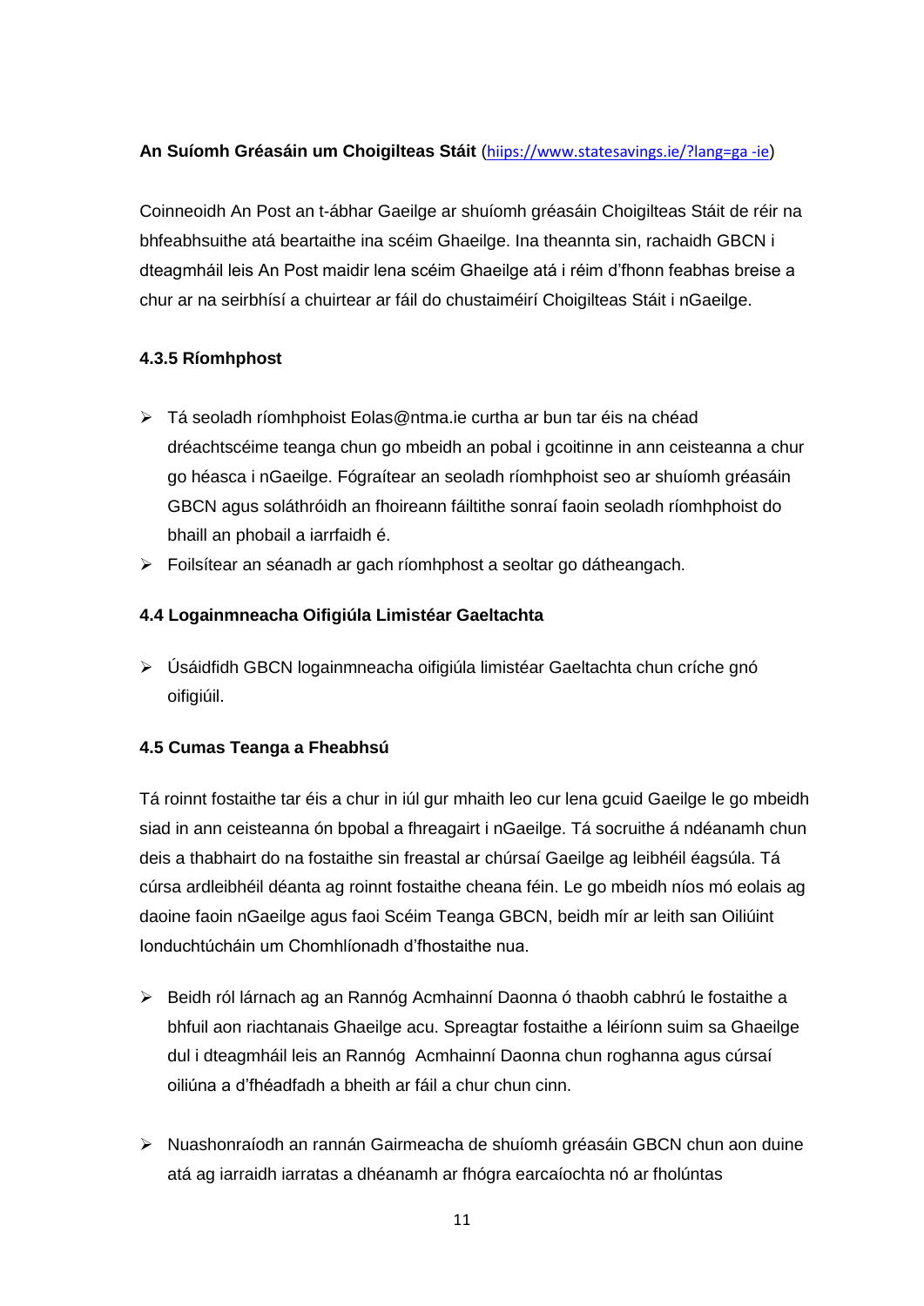**An Suíomh Gréasáin um Choigilteas Stáit** (hiips://www.statesavings.ie/?lang=ga -ie)

Coinneoidh An Post an t-ábhar Gaeilge ar shuíomh gréasáin Choigilteas Stáit de réir na bhfeabhsuithe atá beartaithe ina scéim Ghaeilge. Ina theannta sin, rachaidh GBCN i dteagmháil leis An Post maidir lena scéim Ghaeilge atá i réim d'fhonn feabhas breise a chur ar na seirbhísí a chuirtear ar fáil do chustaiméirí Choigilteas Stáit i nGaeilge.

#### 4.3.5 Ríomhphost

- Tá seoladh ríomhphoist Eolas@ntma.ie curtha ar bun tar éis na chéad dréachtscéime teanga chun go mbeidh an pobal i gcoitinne in ann ceisteanna a chur go héasca i nGaeilge. Fógraítear an seoladh ríomhphoist seo ar shuíomh gréasáin GBCN agus soláthróidh an fhoireann fáiltithe sonraí faoin seoladh ríomhphoist do bhaill an phobail a iarrfaidh é.
- Foilsítear an séanadh ar gach ríomhphost a seoltar go dátheangach.

### 4.4 Logainmneacha Oifigiúla Limistéar Gaeltachta

- Úsáidfidh GBCN logainmneacha oifigiúla limistéar Gaeltachta chun críche gnó oifigiúil.

### 4.5 Cumas Teanga a Fheabhsú

Tá roinnt fostaithe tar éis a chur in iúl gur mhaith leo cur lena gcuid Gaeilge le go mbeidh siad in ann ceisteanna ón bpobal a fhreagairt i nGaeilge. Tá socruithe á ndéanamh chun deis a thabhairt do na fostaithe sin freastal ar chúrsaí Gaeilge ag leibhéil éagsúla. Tá cúrsa ardleibhéil déanta ag roinnt fostaithe cheana féin. Le go mbeidh níos mó eolais ag daoine faoin nGaeilge agus faoi Scéim Teanga GBCN, beidh mír ar leith san Oiliúint Ionduchtúcháin um Chomhlíonadh d'fhostaithe nua.

- Beidh ról lárnach ag an Rannóg Acmhainní Daonna ó thaobh cabhrú le fostaithe a bhfuil aon riachtanais Ghaeilge acu. Spreagtar fostaithe a léiríonn suim sa Ghaeilge dul i dteagmháil leis an Rannóg Acmhainní Daonna chun roghanna agus cúrsaí oiliúna a d'fhéadfadh a bheith ar fáil a chur chun cinn.

- Nuashonraíodh an rannán Gairmeacha de shuíomh gréasáin GBCN chun aon duine atá ag iarraidh iarratas a dhéanamh ar fhógra earcaíochta nó ar fholúntas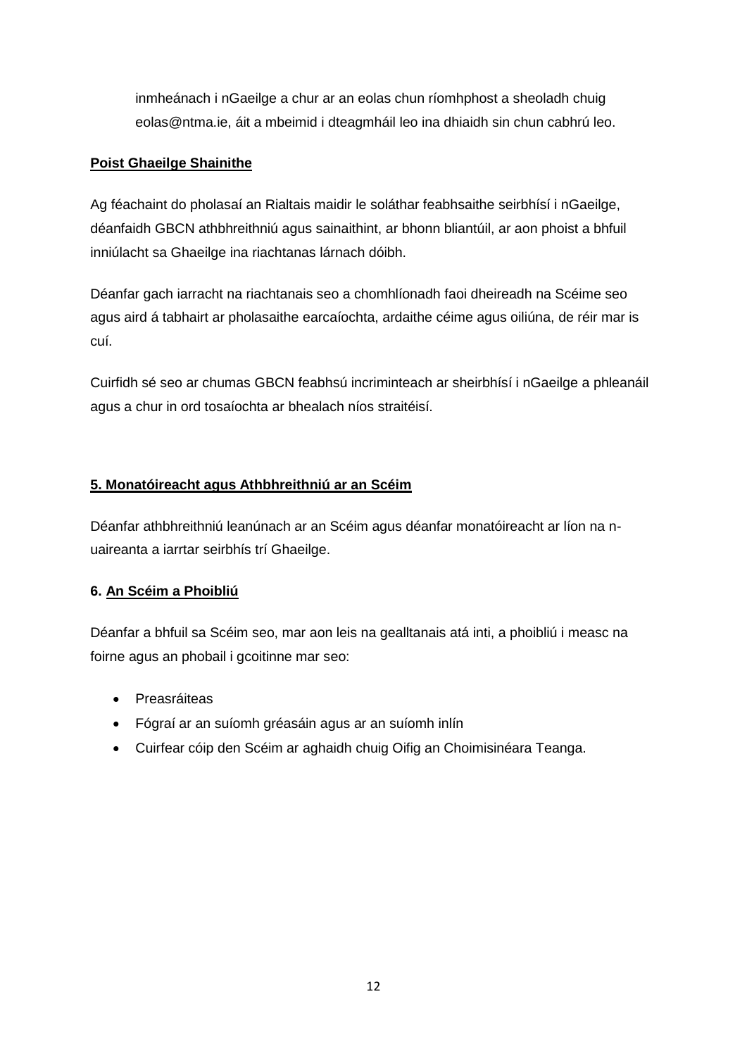inmheánach i nGaeilge a chur ar an eolas chun ríomhphost a sheoladh chuig eolas@ntma.ie, áit a mbeimid i dteagmháil leo ina dhiaidh sin chun cabhrú leo.

**Poist Ghaeilge Shainithe**

Ag féachaint do pholasaí an Rialtais maidir le soláthar feabhsaithe seirbhísí i nGaeilge, déanfaidh GBCN athbhreithniú agus sainaithint, ar bhonn bliantúil, ar aon phoist a bhfuil inniúlacht sa Ghaeilge ina riachtanas lárnach dóibh.

Déanfar gach iarracht na riachtanais seo a chomhlíonadh faoi dheireadh na Scéime seo agus aird á tabhairt ar pholasaithe earcaíochta, ardaithe céime agus oiliúna, de réir mar is cuí.

Cuirfidh sé seo ar chumas GBCN feabhsú incriminteach ar sheirbhísí i nGaeilge a phleanáil agus a chur in ord tosaíochta ar bhealach níos straitéisí.

## 5. Monatóireacht agus Athbhreithniú ar an Scéim

Déanfar athbhreithniú leanúnach ar an Scéim agus déanfar monatóireacht ar líon na n-uaireanta a iarrtar seirbhís trí Ghaeilge.

## 6. An Scéim a Phoibliú

Déanfar a bhfuil sa Scéim seo, mar aon leis na gealltanais atá inti, a phoibliú i measc na foirne agus an phobail i gcoitinne mar seo:

- Preasráiteas
- Fógraí ar an suíomh gréasáin agus ar an suíomh inlín
- Cuirfear cóip den Scéim ar aghaidh chuig Oifig an Choimisinéara Teanga.